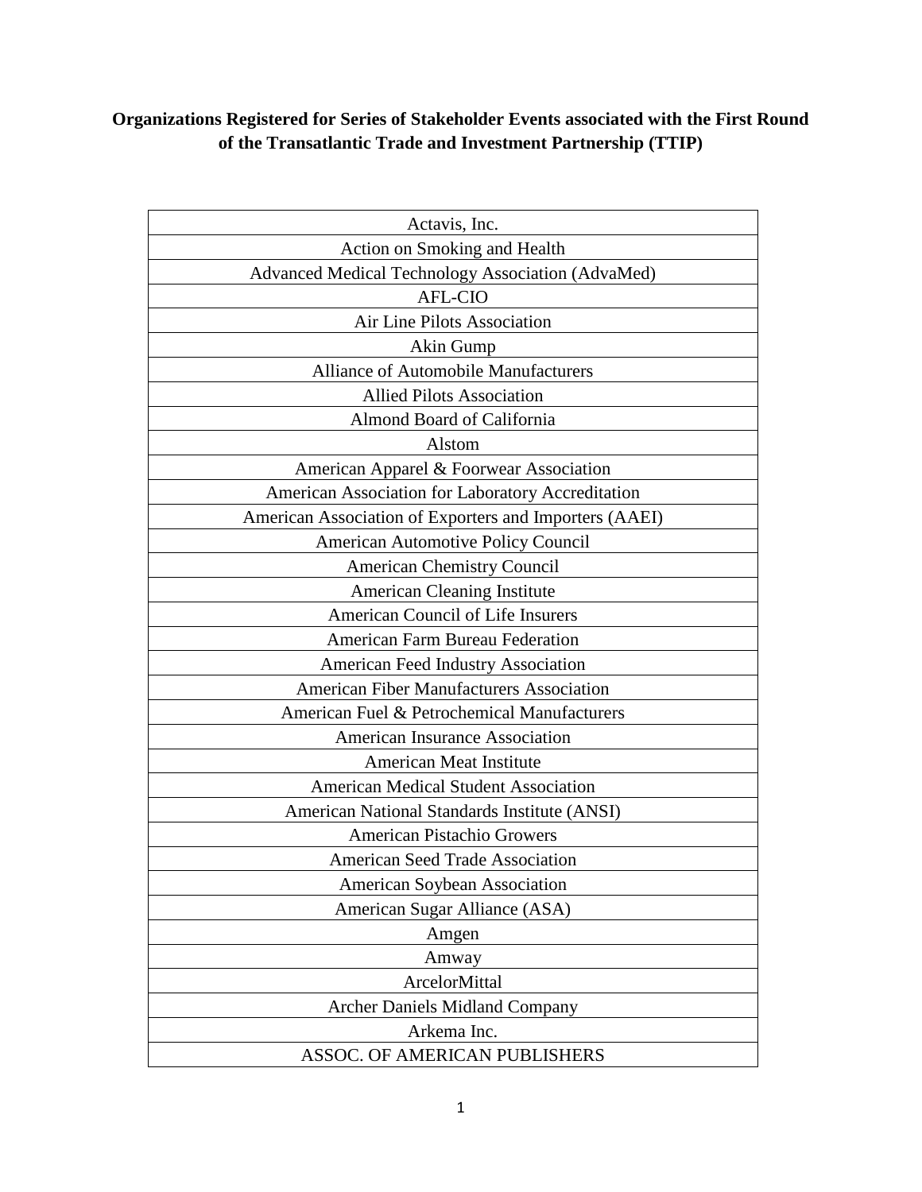**Organizations Registered for Series of Stakeholder Events associated with the First Round of the Transatlantic Trade and Investment Partnership (TTIP)**

| Organization |
|---|
| Actavis, Inc. |
| Action on Smoking and Health |
| Advanced Medical Technology Association (AdvaMed) |
| AFL-CIO |
| Air Line Pilots Association |
| Akin Gump |
| Alliance of Automobile Manufacturers |
| Allied Pilots Association |
| Almond Board of California |
| Alstom |
| American Apparel & Foorwear Association |
| American Association for Laboratory Accreditation |
| American Association of Exporters and Importers (AAEI) |
| American Automotive Policy Council |
| American Chemistry Council |
| American Cleaning Institute |
| American Council of Life Insurers |
| American Farm Bureau Federation |
| American Feed Industry Association |
| American Fiber Manufacturers Association |
| American Fuel & Petrochemical Manufacturers |
| American Insurance Association |
| American Meat Institute |
| American Medical Student Association |
| American National Standards Institute (ANSI) |
| American Pistachio Growers |
| American Seed Trade Association |
| American Soybean Association |
| American Sugar Alliance (ASA) |
| Amgen |
| Amway |
| ArcelorMittal |
| Archer Daniels Midland Company |
| Arkema Inc. |
| ASSOC. OF AMERICAN PUBLISHERS |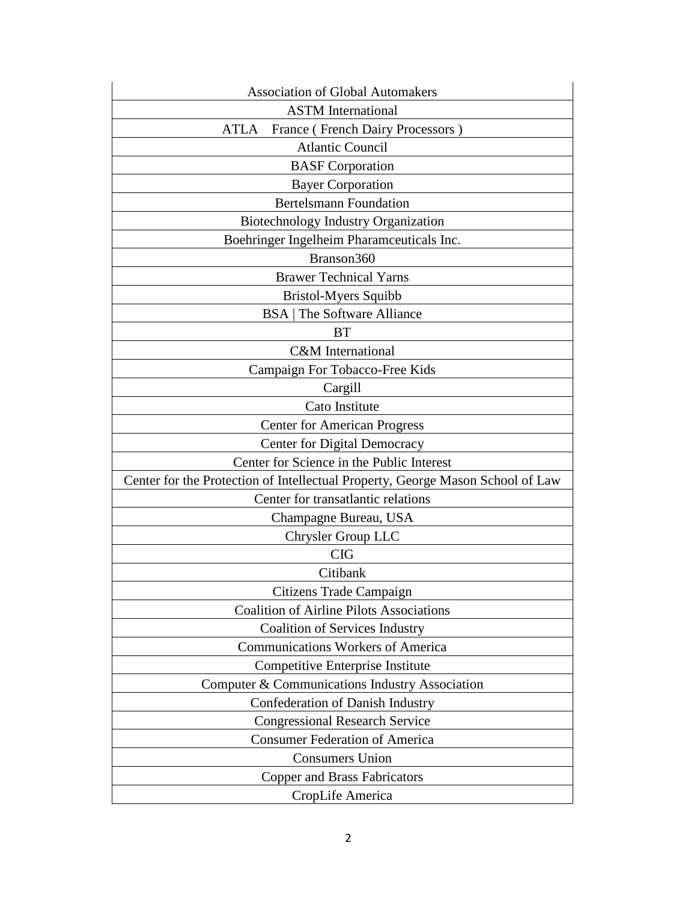| Association of Global Automakers |
| --- |
| ASTM International |
| ATLA France ( French Dairy Processors ) |
| Atlantic Council |
| BASF Corporation |
| Bayer Corporation |
| Bertelsmann Foundation |
| Biotechnology Industry Organization |
| Boehringer Ingelheim Pharamceuticals Inc. |
| Branson360 |
| Brawer Technical Yarns |
| Bristol-Myers Squibb |
| BSA \| The Software Alliance |
| BT |
| C&M International |
| Campaign For Tobacco-Free Kids |
| Cargill |
| Cato Institute |
| Center for American Progress |
| Center for Digital Democracy |
| Center for Science in the Public Interest |
| Center for the Protection of Intellectual Property, George Mason School of Law |
| Center for transatlantic relations |
| Champagne Bureau, USA |
| Chrysler Group LLC |
| CIG |
| Citibank |
| Citizens Trade Campaign |
| Coalition of Airline Pilots Associations |
| Coalition of Services Industry |
| Communications Workers of America |
| Competitive Enterprise Institute |
| Computer & Communications Industry Association |
| Confederation of Danish Industry |
| Congressional Research Service |
| Consumer Federation of America |
| Consumers Union |
| Copper and Brass Fabricators |
| CropLife America |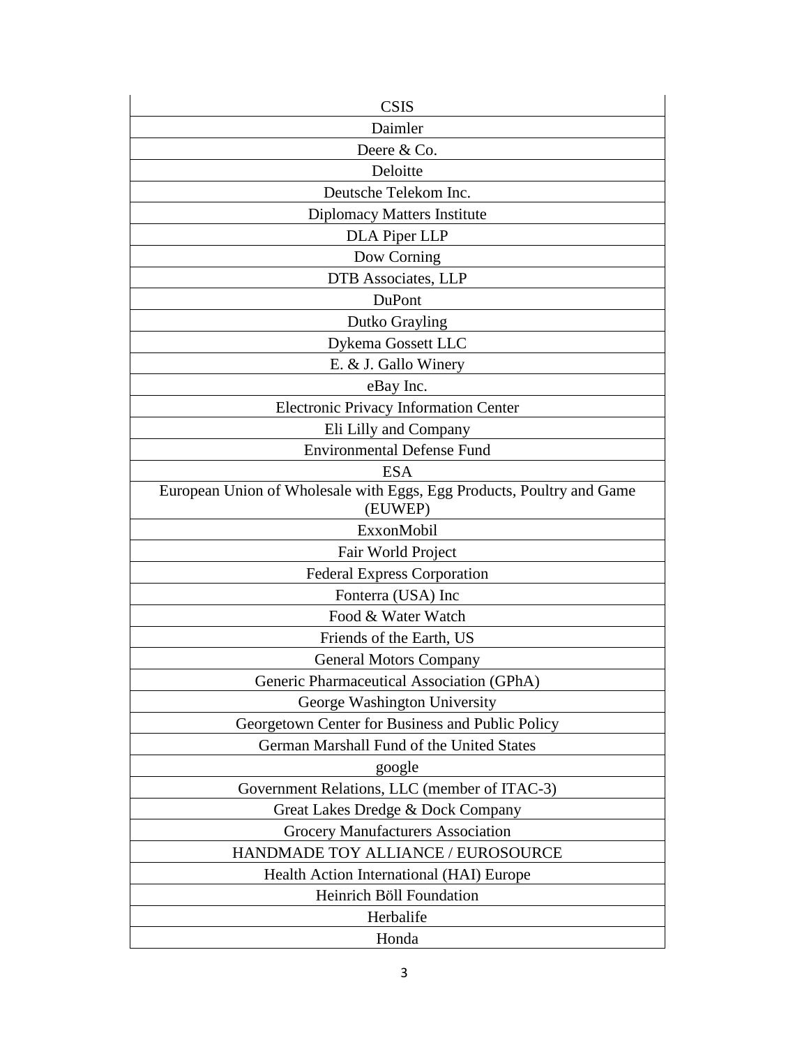| CSIS |
| --- |
| Daimler |
| Deere & Co. |
| Deloitte |
| Deutsche Telekom Inc. |
| Diplomacy Matters Institute |
| DLA Piper LLP |
| Dow Corning |
| DTB Associates, LLP |
| DuPont |
| Dutko Grayling |
| Dykema Gossett LLC |
| E. & J. Gallo Winery |
| eBay Inc. |
| Electronic Privacy Information Center |
| Eli Lilly and Company |
| Environmental Defense Fund |
| ESA |
| European Union of Wholesale with Eggs, Egg Products, Poultry and Game (EUWEP) |
| ExxonMobil |
| Fair World Project |
| Federal Express Corporation |
| Fonterra (USA) Inc |
| Food & Water Watch |
| Friends of the Earth, US |
| General Motors Company |
| Generic Pharmaceutical Association (GPhA) |
| George Washington University |
| Georgetown Center for Business and Public Policy |
| German Marshall Fund of the United States |
| google |
| Government Relations, LLC (member of ITAC-3) |
| Great Lakes Dredge & Dock Company |
| Grocery Manufacturers Association |
| HANDMADE TOY ALLIANCE / EUROSOURCE |
| Health Action International (HAI) Europe |
| Heinrich Böll Foundation |
| Herbalife |
| Honda |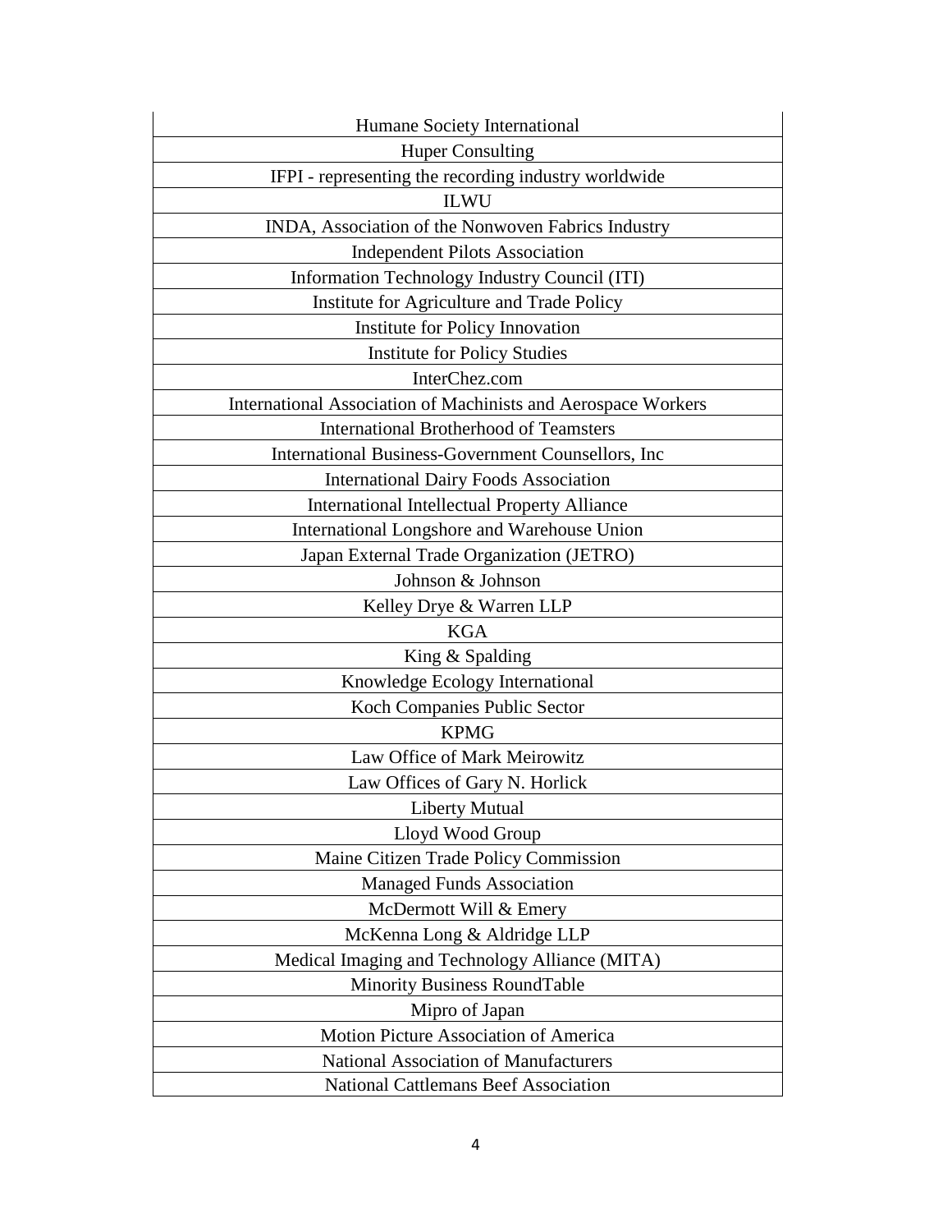| Humane Society International |
|---|
| Huper Consulting |
| IFPI - representing the recording industry worldwide |
| ILWU |
| INDA, Association of the Nonwoven Fabrics Industry |
| Independent Pilots Association |
| Information Technology Industry Council (ITI) |
| Institute for Agriculture and Trade Policy |
| Institute for Policy Innovation |
| Institute for Policy Studies |
| InterChez.com |
| International Association of Machinists and Aerospace Workers |
| International Brotherhood of Teamsters |
| International Business-Government Counsellors, Inc |
| International Dairy Foods Association |
| International Intellectual Property Alliance |
| International Longshore and Warehouse Union |
| Japan External Trade Organization (JETRO) |
| Johnson & Johnson |
| Kelley Drye & Warren LLP |
| KGA |
| King & Spalding |
| Knowledge Ecology International |
| Koch Companies Public Sector |
| KPMG |
| Law Office of Mark Meirowitz |
| Law Offices of Gary N. Horlick |
| Liberty Mutual |
| Lloyd Wood Group |
| Maine Citizen Trade Policy Commission |
| Managed Funds Association |
| McDermott Will & Emery |
| McKenna Long & Aldridge LLP |
| Medical Imaging and Technology Alliance (MITA) |
| Minority Business RoundTable |
| Mipro of Japan |
| Motion Picture Association of America |
| National Association of Manufacturers |
| National Cattlemans Beef Association |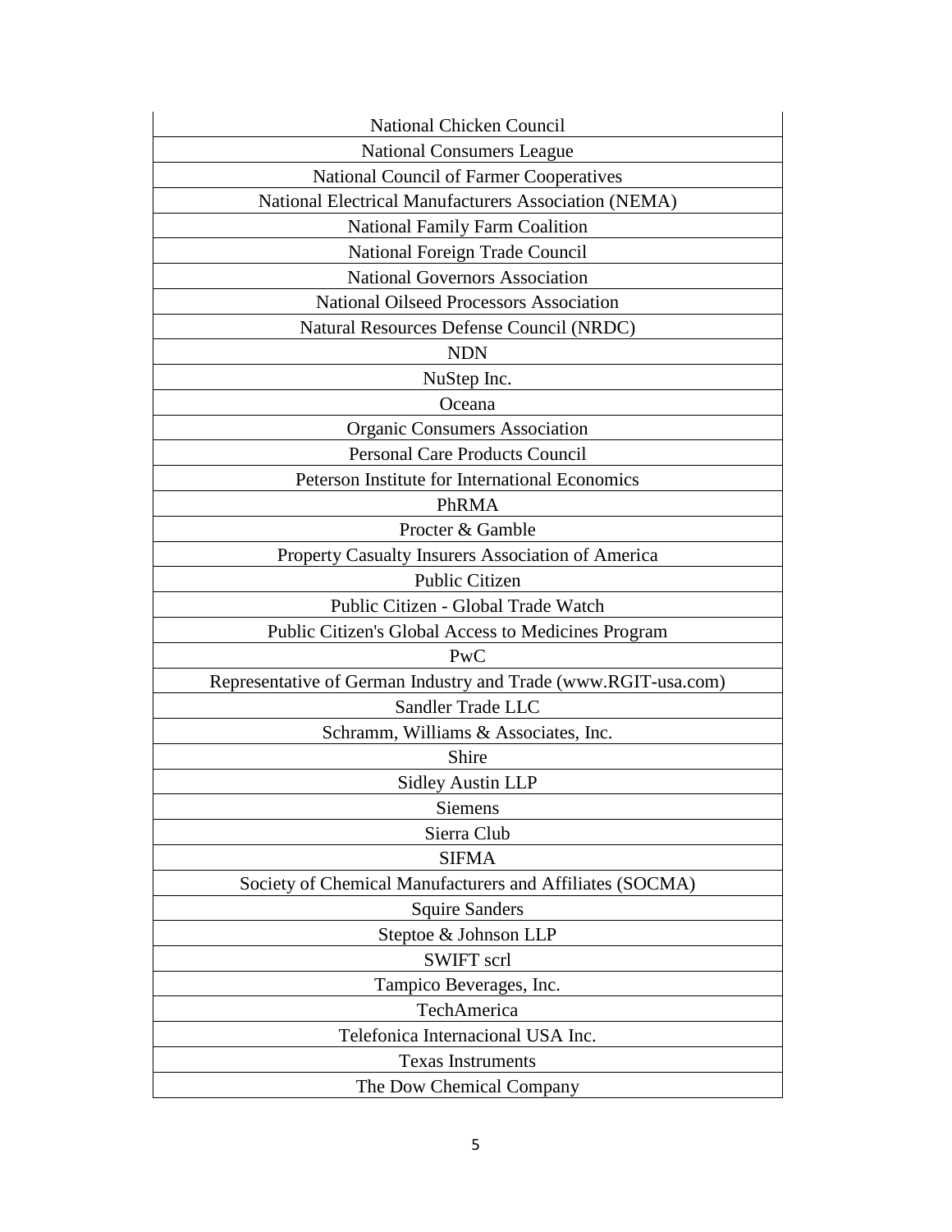| National Chicken Council |
|---|
| National Consumers League |
| National Council of Farmer Cooperatives |
| National Electrical Manufacturers Association (NEMA) |
| National Family Farm Coalition |
| National Foreign Trade Council |
| National Governors Association |
| National Oilseed Processors Association |
| Natural Resources Defense Council (NRDC) |
| NDN |
| NuStep Inc. |
| Oceana |
| Organic Consumers Association |
| Personal Care Products Council |
| Peterson Institute for International Economics |
| PhRMA |
| Procter & Gamble |
| Property Casualty Insurers Association of America |
| Public Citizen |
| Public Citizen - Global Trade Watch |
| Public Citizen's Global Access to Medicines Program |
| PwC |
| Representative of German Industry and Trade (www.RGIT-usa.com) |
| Sandler Trade LLC |
| Schramm, Williams & Associates, Inc. |
| Shire |
| Sidley Austin LLP |
| Siemens |
| Sierra Club |
| SIFMA |
| Society of Chemical Manufacturers and Affiliates (SOCMA) |
| Squire Sanders |
| Steptoe & Johnson LLP |
| SWIFT scrl |
| Tampico Beverages, Inc. |
| TechAmerica |
| Telefonica Internacional USA Inc. |
| Texas Instruments |
| The Dow Chemical Company |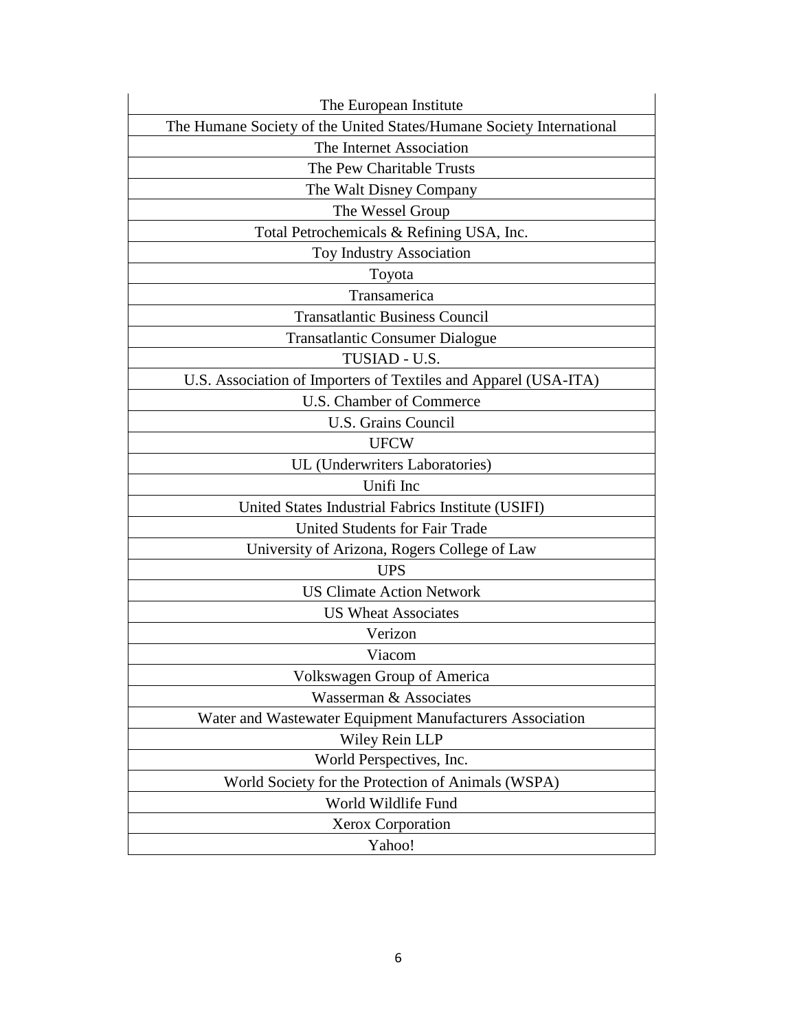| |
|---|
| The European Institute |
| The Humane Society of the United States/Humane Society International |
| The Internet Association |
| The Pew Charitable Trusts |
| The Walt Disney Company |
| The Wessel Group |
| Total Petrochemicals & Refining USA, Inc. |
| Toy Industry Association |
| Toyota |
| Transamerica |
| Transatlantic Business Council |
| Transatlantic Consumer Dialogue |
| TUSIAD - U.S. |
| U.S. Association of Importers of Textiles and Apparel (USA-ITA) |
| U.S. Chamber of Commerce |
| U.S. Grains Council |
| UFCW |
| UL (Underwriters Laboratories) |
| Unifi Inc |
| United States Industrial Fabrics Institute (USIFI) |
| United Students for Fair Trade |
| University of Arizona, Rogers College of Law |
| UPS |
| US Climate Action Network |
| US Wheat Associates |
| Verizon |
| Viacom |
| Volkswagen Group of America |
| Wasserman & Associates |
| Water and Wastewater Equipment Manufacturers Association |
| Wiley Rein LLP |
| World Perspectives, Inc. |
| World Society for the Protection of Animals (WSPA) |
| World Wildlife Fund |
| Xerox Corporation |
| Yahoo! |